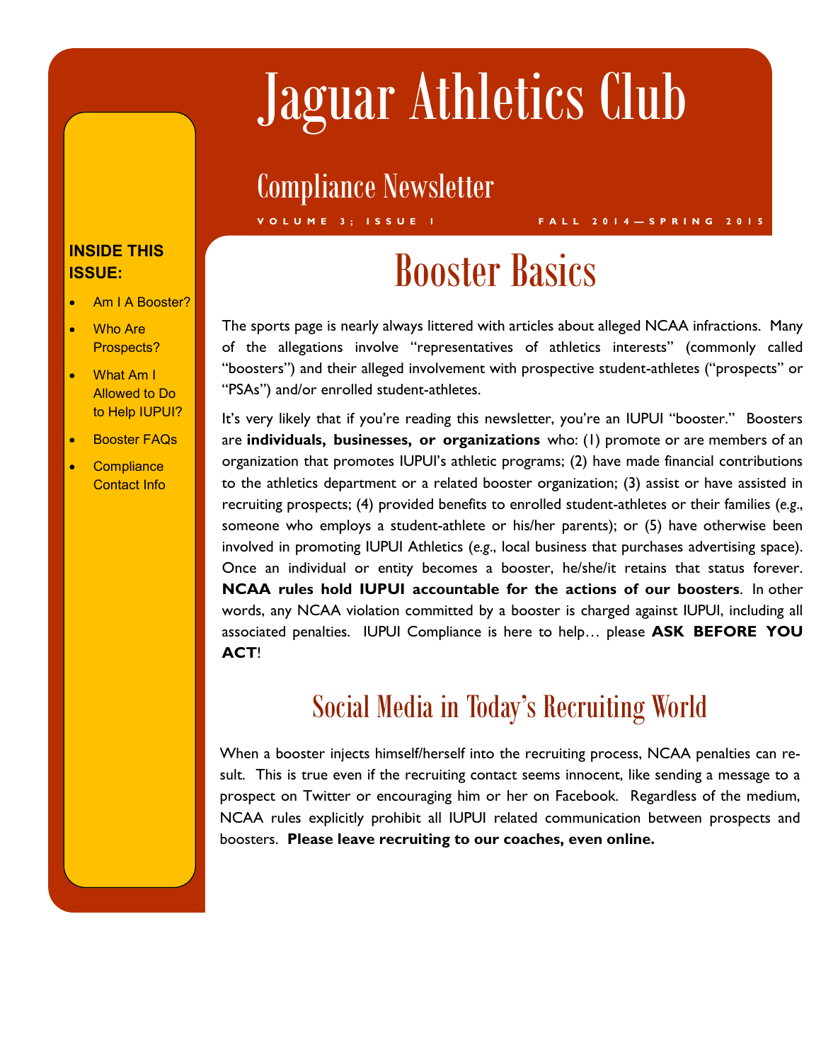# Jaguar Athletics Club

## Compliance Newsletter

VOLUME 3; ISSUE 1 — FALL 2014—SPRING 2015

**INSIDE THIS ISSUE:**

- Am I A Booster?
- Who Are Prospects?
- What Am I Allowed to Do to Help IUPUI?
- Booster FAQs
- Compliance Contact Info

# Booster Basics

The sports page is nearly always littered with articles about alleged NCAA infractions. Many of the allegations involve "representatives of athletics interests" (commonly called "boosters") and their alleged involvement with prospective student-athletes ("prospects" or "PSAs") and/or enrolled student-athletes.

It's very likely that if you're reading this newsletter, you're an IUPUI "booster." Boosters are **individuals, businesses, or organizations** who: (1) promote or are members of an organization that promotes IUPUI's athletic programs; (2) have made financial contributions to the athletics department or a related booster organization; (3) assist or have assisted in recruiting prospects; (4) provided benefits to enrolled student-athletes or their families (*e.g.*, someone who employs a student-athlete or his/her parents); or (5) have otherwise been involved in promoting IUPUI Athletics (*e.g.*, local business that purchases advertising space). Once an individual or entity becomes a booster, he/she/it retains that status forever. **NCAA rules hold IUPUI accountable for the actions of our boosters**. In other words, any NCAA violation committed by a booster is charged against IUPUI, including all associated penalties. IUPUI Compliance is here to help… please **ASK BEFORE YOU ACT**!

## Social Media in Today's Recruiting World

When a booster injects himself/herself into the recruiting process, NCAA penalties can result. This is true even if the recruiting contact seems innocent, like sending a message to a prospect on Twitter or encouraging him or her on Facebook. Regardless of the medium, NCAA rules explicitly prohibit all IUPUI related communication between prospects and boosters. **Please leave recruiting to our coaches, even online.**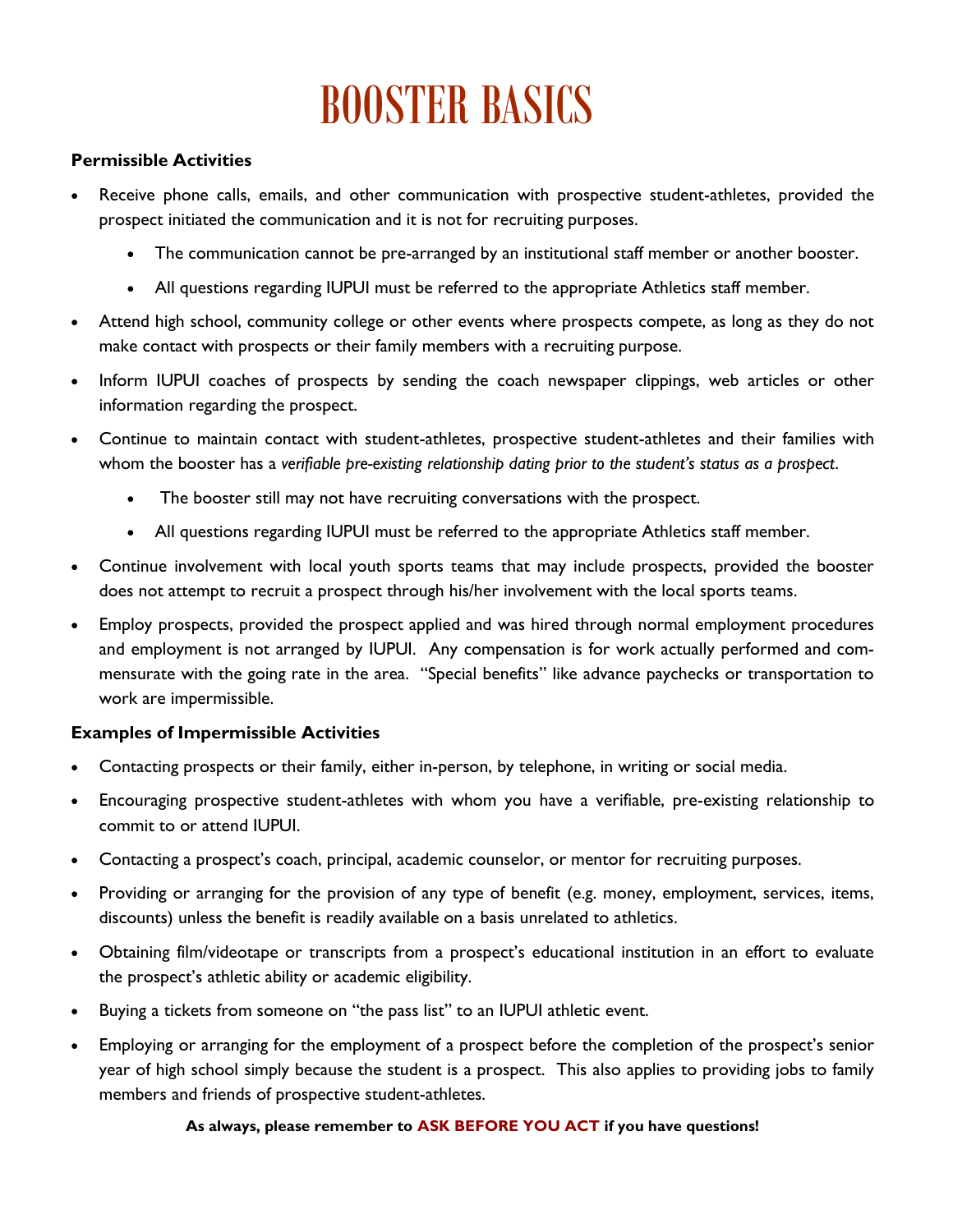# BOOSTER BASICS

**Permissible Activities**

- Receive phone calls, emails, and other communication with prospective student-athletes, provided the prospect initiated the communication and it is not for recruiting purposes.
    - The communication cannot be pre-arranged by an institutional staff member or another booster.
    - All questions regarding IUPUI must be referred to the appropriate Athletics staff member.
- Attend high school, community college or other events where prospects compete, as long as they do not make contact with prospects or their family members with a recruiting purpose.
- Inform IUPUI coaches of prospects by sending the coach newspaper clippings, web articles or other information regarding the prospect.
- Continue to maintain contact with student-athletes, prospective student-athletes and their families with whom the booster has a *verifiable pre-existing relationship dating prior to the student's status as a prospect*.
    - The booster still may not have recruiting conversations with the prospect.
    - All questions regarding IUPUI must be referred to the appropriate Athletics staff member.
- Continue involvement with local youth sports teams that may include prospects, provided the booster does not attempt to recruit a prospect through his/her involvement with the local sports teams.
- Employ prospects, provided the prospect applied and was hired through normal employment procedures and employment is not arranged by IUPUI. Any compensation is for work actually performed and commensurate with the going rate in the area. "Special benefits" like advance paychecks or transportation to work are impermissible.

**Examples of Impermissible Activities**

- Contacting prospects or their family, either in-person, by telephone, in writing or social media.
- Encouraging prospective student-athletes with whom you have a verifiable, pre-existing relationship to commit to or attend IUPUI.
- Contacting a prospect's coach, principal, academic counselor, or mentor for recruiting purposes.
- Providing or arranging for the provision of any type of benefit (e.g. money, employment, services, items, discounts) unless the benefit is readily available on a basis unrelated to athletics.
- Obtaining film/videotape or transcripts from a prospect's educational institution in an effort to evaluate the prospect's athletic ability or academic eligibility.
- Buying a tickets from someone on "the pass list" to an IUPUI athletic event.
- Employing or arranging for the employment of a prospect before the completion of the prospect's senior year of high school simply because the student is a prospect. This also applies to providing jobs to family members and friends of prospective student-athletes.

**As always, please remember to ASK BEFORE YOU ACT if you have questions!**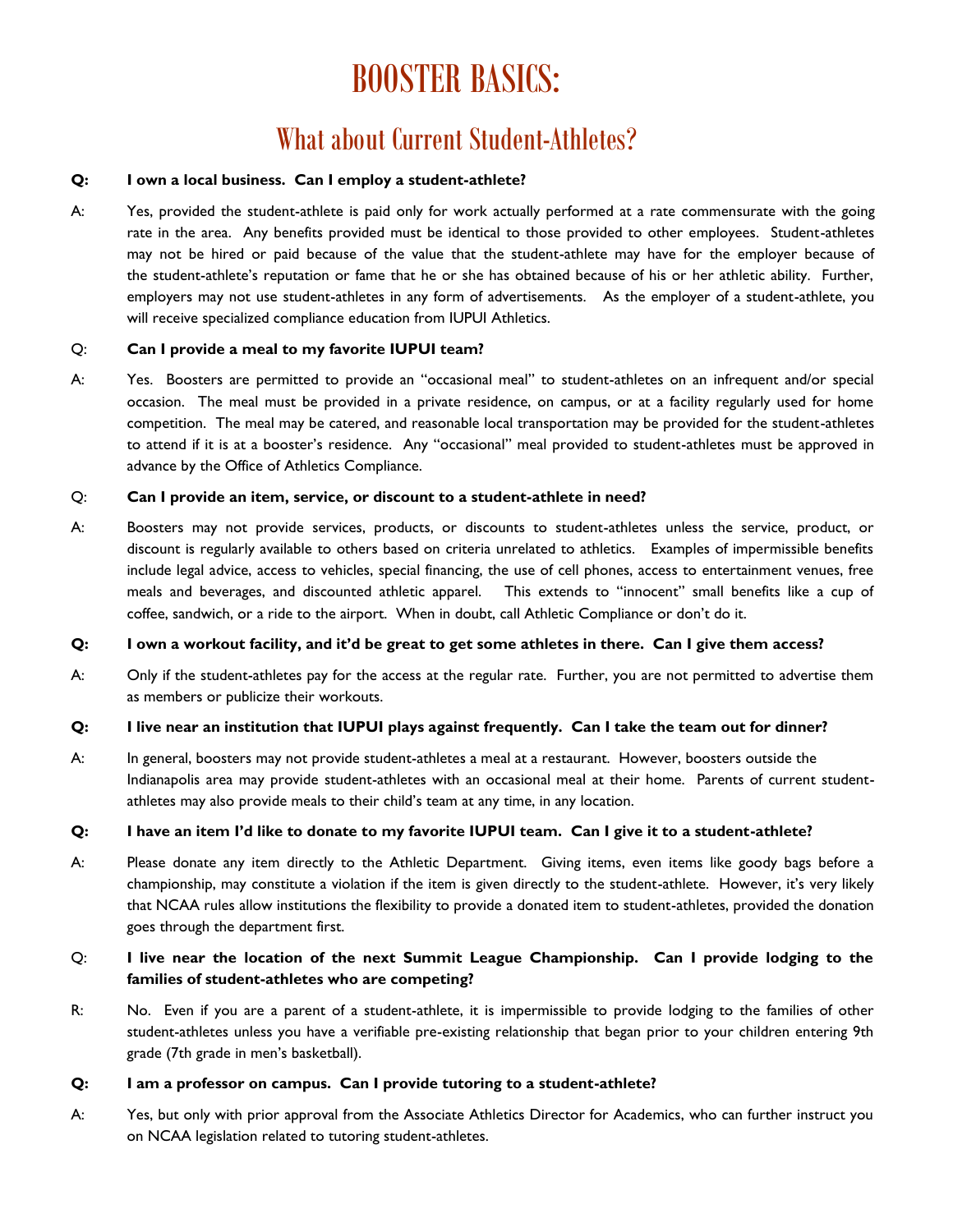# BOOSTER BASICS:

## What about Current Student-Athletes?

**Q: I own a local business. Can I employ a student-athlete?**

A: Yes, provided the student-athlete is paid only for work actually performed at a rate commensurate with the going rate in the area. Any benefits provided must be identical to those provided to other employees. Student-athletes may not be hired or paid because of the value that the student-athlete may have for the employer because of the student-athlete's reputation or fame that he or she has obtained because of his or her athletic ability. Further, employers may not use student-athletes in any form of advertisements. As the employer of a student-athlete, you will receive specialized compliance education from IUPUI Athletics.

Q: **Can I provide a meal to my favorite IUPUI team?**

A: Yes. Boosters are permitted to provide an "occasional meal" to student-athletes on an infrequent and/or special occasion. The meal must be provided in a private residence, on campus, or at a facility regularly used for home competition. The meal may be catered, and reasonable local transportation may be provided for the student-athletes to attend if it is at a booster's residence. Any "occasional" meal provided to student-athletes must be approved in advance by the Office of Athletics Compliance.

Q: **Can I provide an item, service, or discount to a student-athlete in need?**

A: Boosters may not provide services, products, or discounts to student-athletes unless the service, product, or discount is regularly available to others based on criteria unrelated to athletics. Examples of impermissible benefits include legal advice, access to vehicles, special financing, the use of cell phones, access to entertainment venues, free meals and beverages, and discounted athletic apparel. This extends to "innocent" small benefits like a cup of coffee, sandwich, or a ride to the airport. When in doubt, call Athletic Compliance or don't do it.

**Q: I own a workout facility, and it'd be great to get some athletes in there. Can I give them access?**

A: Only if the student-athletes pay for the access at the regular rate. Further, you are not permitted to advertise them as members or publicize their workouts.

**Q: I live near an institution that IUPUI plays against frequently. Can I take the team out for dinner?**

A: In general, boosters may not provide student-athletes a meal at a restaurant. However, boosters outside the Indianapolis area may provide student-athletes with an occasional meal at their home. Parents of current student-athletes may also provide meals to their child's team at any time, in any location.

**Q: I have an item I'd like to donate to my favorite IUPUI team. Can I give it to a student-athlete?**

A: Please donate any item directly to the Athletic Department. Giving items, even items like goody bags before a championship, may constitute a violation if the item is given directly to the student-athlete. However, it's very likely that NCAA rules allow institutions the flexibility to provide a donated item to student-athletes, provided the donation goes through the department first.

Q: **I live near the location of the next Summit League Championship. Can I provide lodging to the families of student-athletes who are competing?**

R: No. Even if you are a parent of a student-athlete, it is impermissible to provide lodging to the families of other student-athletes unless you have a verifiable pre-existing relationship that began prior to your children entering 9th grade (7th grade in men's basketball).

**Q: I am a professor on campus. Can I provide tutoring to a student-athlete?**

A: Yes, but only with prior approval from the Associate Athletics Director for Academics, who can further instruct you on NCAA legislation related to tutoring student-athletes.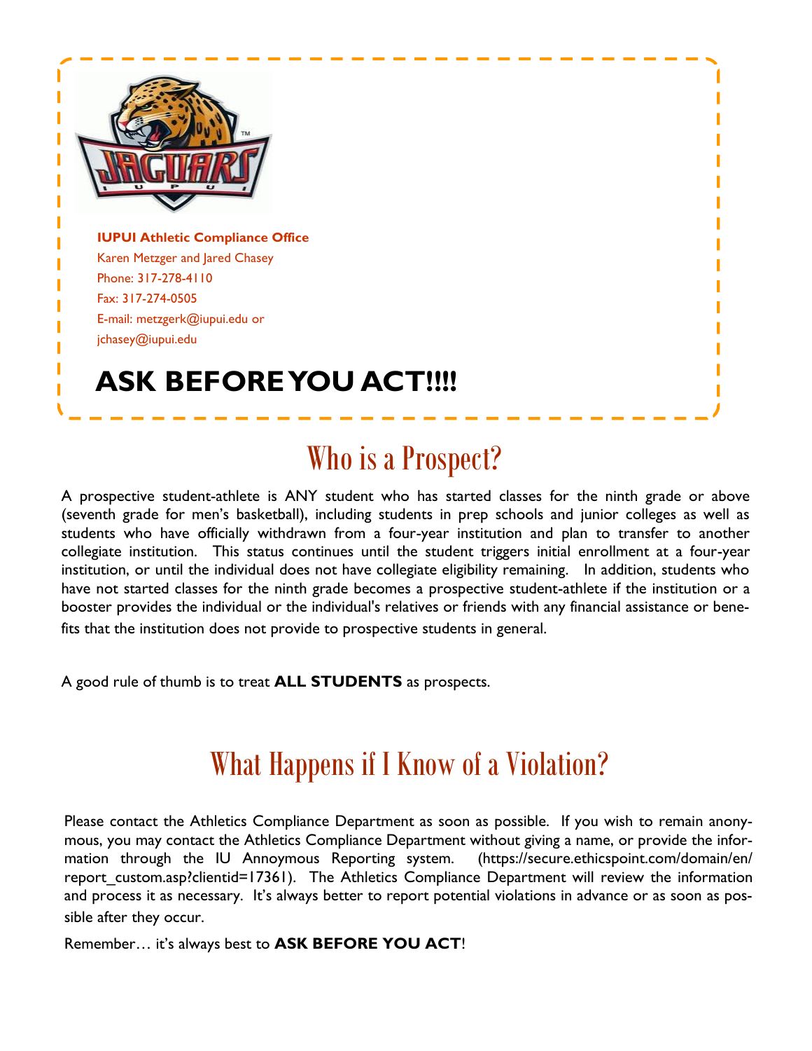**IUPUI Athletic Compliance Office**

Karen Metzger and Jared Chasey

Phone: 317-278-4110

Fax: 317-274-0505

E-mail: metzgerk@iupui.edu or jchasey@iupui.edu

# ASK BEFORE YOU ACT!!!!

## Who is a Prospect?

A prospective student-athlete is ANY student who has started classes for the ninth grade or above (seventh grade for men's basketball), including students in prep schools and junior colleges as well as students who have officially withdrawn from a four-year institution and plan to transfer to another collegiate institution. This status continues until the student triggers initial enrollment at a four-year institution, or until the individual does not have collegiate eligibility remaining. In addition, students who have not started classes for the ninth grade becomes a prospective student-athlete if the institution or a booster provides the individual or the individual's relatives or friends with any financial assistance or benefits that the institution does not provide to prospective students in general.

A good rule of thumb is to treat **ALL STUDENTS** as prospects.

## What Happens if I Know of a Violation?

Please contact the Athletics Compliance Department as soon as possible. If you wish to remain anonymous, you may contact the Athletics Compliance Department without giving a name, or provide the information through the IU Annoymous Reporting system. (https://secure.ethicspoint.com/domain/en/report_custom.asp?clientid=17361). The Athletics Compliance Department will review the information and process it as necessary. It's always better to report potential violations in advance or as soon as possible after they occur.

Remember… it's always best to **ASK BEFORE YOU ACT**!